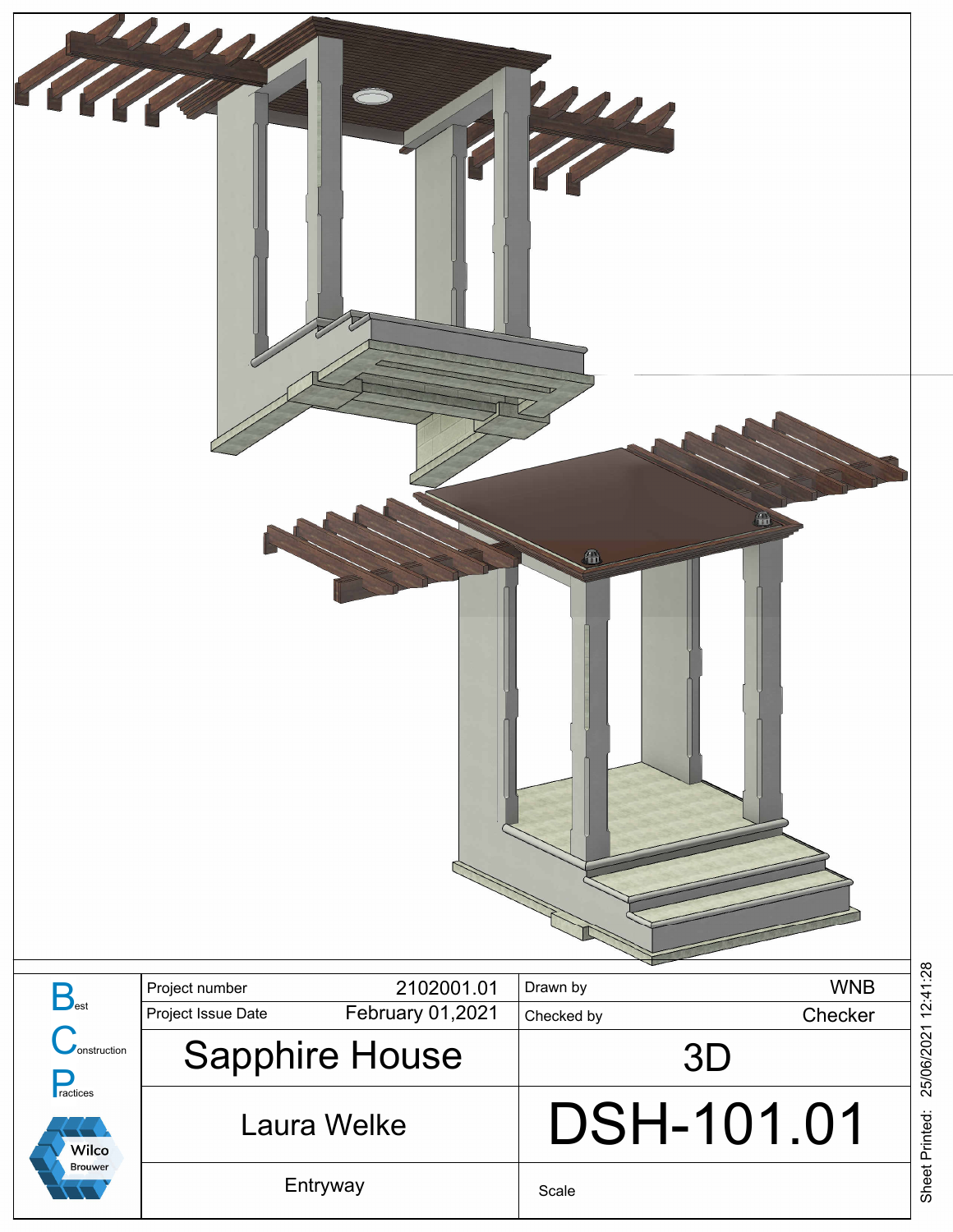| Best Construction Practices | Project number | 2102001.01 | Drawn by | WNB |
| --- | --- | --- | --- | --- |
| | Project Issue Date | February 01,2021 | Checked by | Checker |
| | Sapphire House | | 3D | |
| Wilco Brouwer | Laura Welke | | DSH-101.01 | |
| | Entryway | | Scale | |

Sheet Printed: 25/06/2021 12:41:28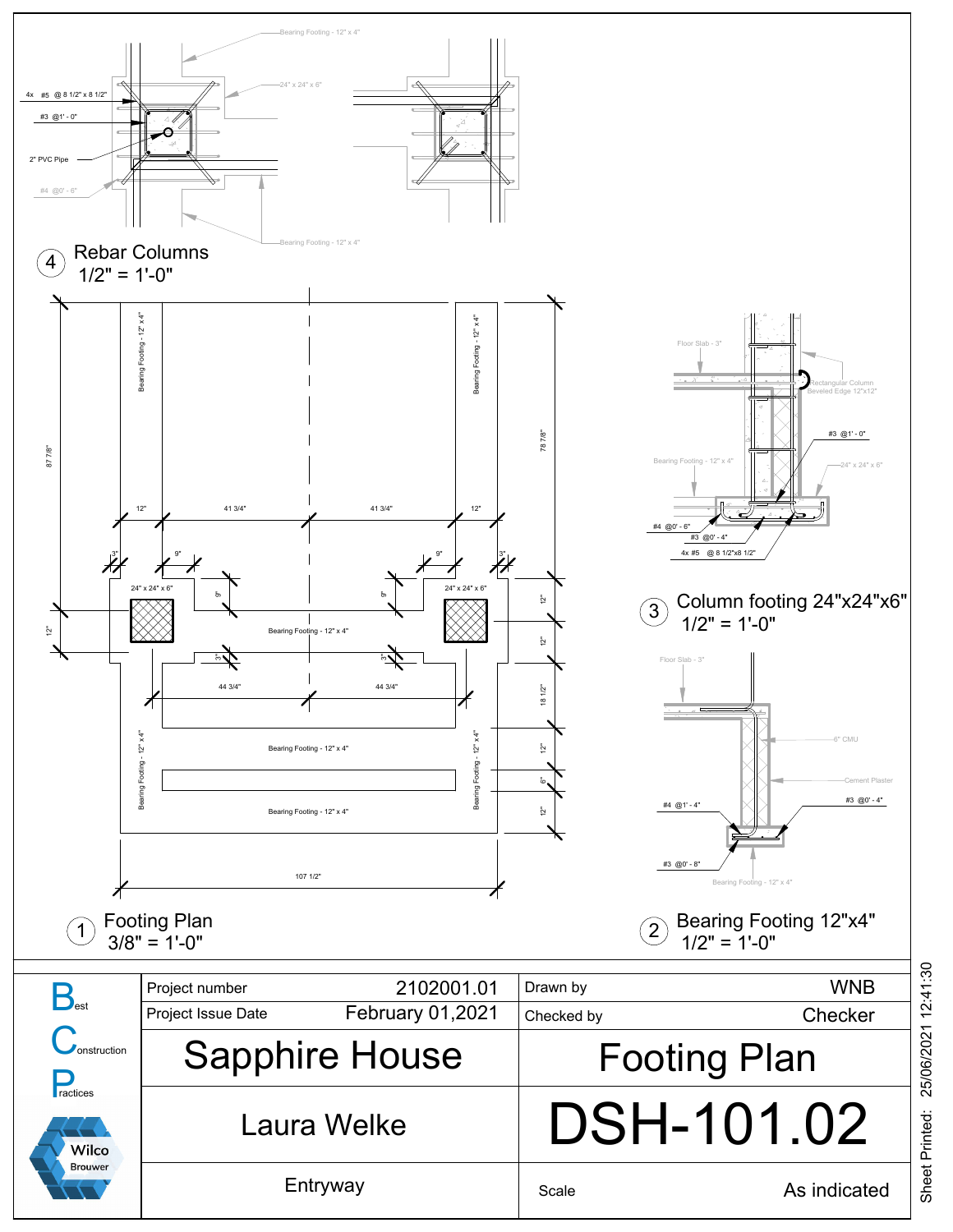## 4 Rebar Columns
1/2" = 1'-0"

Bearing Footing - 12" x 4"

24" x 24" x 6"

4x #5 @ 8 1/2" x 8 1/2"

#3 @1' - 0"

2" PVC Pipe

#4 @0' - 6"

Bearing Footing - 12" x 4"

## 1 Footing Plan
3/8" = 1'-0"

Bearing Footing - 12" x 4"

Bearing Footing - 12" x 4"

87 7/8"

78 7/8"

12" 41 3/4" 41 3/4" 12"

3" 9" 9" 3"

24" x 24" x 6"

24" x 24" x 6"

9" 9"

12"

12"

12"

Bearing Footing - 12" x 4"

3" 3"

44 3/4" 44 3/4"

18 1/2"

Bearing Footing - 12" x 4"

Bearing Footing - 12" x 4"

Bearing Footing - 12" x 4"

Bearing Footing - 12" x 4"

12"

6"

12"

107 1/2"

## 3 Column footing 24"x24"x6"
1/2" = 1'-0"

Floor Slab - 3"

Rectangular Column Beveled Edge 12"x12"

#3 @1' - 0"

Bearing Footing - 12" x 4"

24" x 24" x 6"

#4 @0' - 6"

#3 @0' - 4"

4x #5 @ 8 1/2"x8 1/2"

## 2 Bearing Footing 12"x4"
1/2" = 1'-0"

Floor Slab - 3"

6" CMU

Cement Plaster

#3 @0' - 4"

#4 @1' - 4"

#3 @0' - 8"

Bearing Footing - 12" x 4"

| | | | |
|---|---|---|---|
| Project number | 2102001.01 | Drawn by | WNB |
| Project Issue Date | February 01,2021 | Checked by | Checker |

**Best Construction Practices**

Wilco Brouwer

# Sapphire House

# Footing Plan

Laura Welke

# DSH-101.02

Entryway

Scale: As indicated

Sheet Printed: 25/06/2021 12:41:30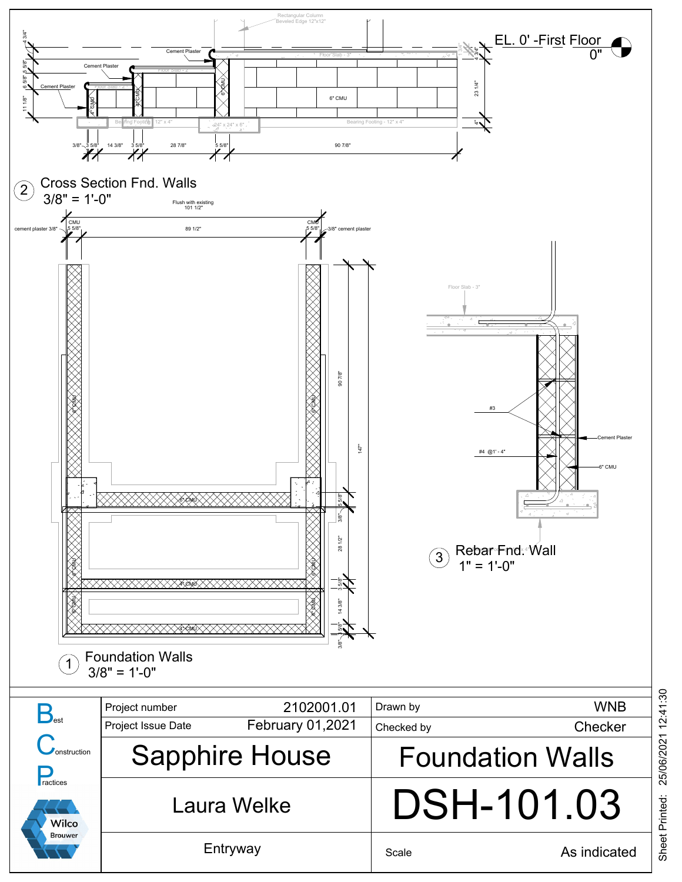## 2 Cross Section Fnd. Walls
3/8" = 1'-0"

Rectangular Column Beveled Edge 12"x12"

EL. 0' -First Floor
0"

Cement Plaster

Cement Plaster

Cement Plaster

Floor Slab - 3"

Floor Slab - 2"

Floor Slab - 2"

6" CMU

6" CMU

4" CMU

4" CMU

Bearing Footing - 12" x 4"

24" x 24" x 6"

Bearing Footing - 12" x 4"

4 3/4"

5 5/8"

6 5/8"

11 1/8"

4 3/4"

23 1/4"

4"

3/8" 3 5/8" 14 3/8" 3 5/8" 28 7/8" 5 5/8" 90 7/8"

## 1 Foundation Walls
3/8" = 1'-0"

Flush with existing
101 1/2"

cement plaster 3/8"

CMU 5 5/8"

89 1/2"

CMU 5 5/8"

3/8" cement plaster

6" CMU

6" CMU

6" CMU

6" CMU

6" CMU

4" CMU

6" CMU

6" CMU

4" CMU

90 7/8"

147"

5 5/8"

3/8"

28 1/2"

3 5/8"

14 3/8"

5/8"

3/8"

## 3 Rebar Fnd. Wall
1" = 1'-0"

Floor Slab - 3"

#3

#4 @1' - 4"

Cement Plaster

6" CMU

| Best Construction Practices | Project number | 2102001.01 | Drawn by | WNB |
|---|---|---|---|---|
| | Project Issue Date | February 01,2021 | Checked by | Checker |
| | Sapphire House | | Foundation Walls | |
| | Laura Welke | | DSH-101.03 | |
| Wilco Brouwer | Entryway | | Scale | As indicated |

Sheet Printed: 25/06/2021 12:41:30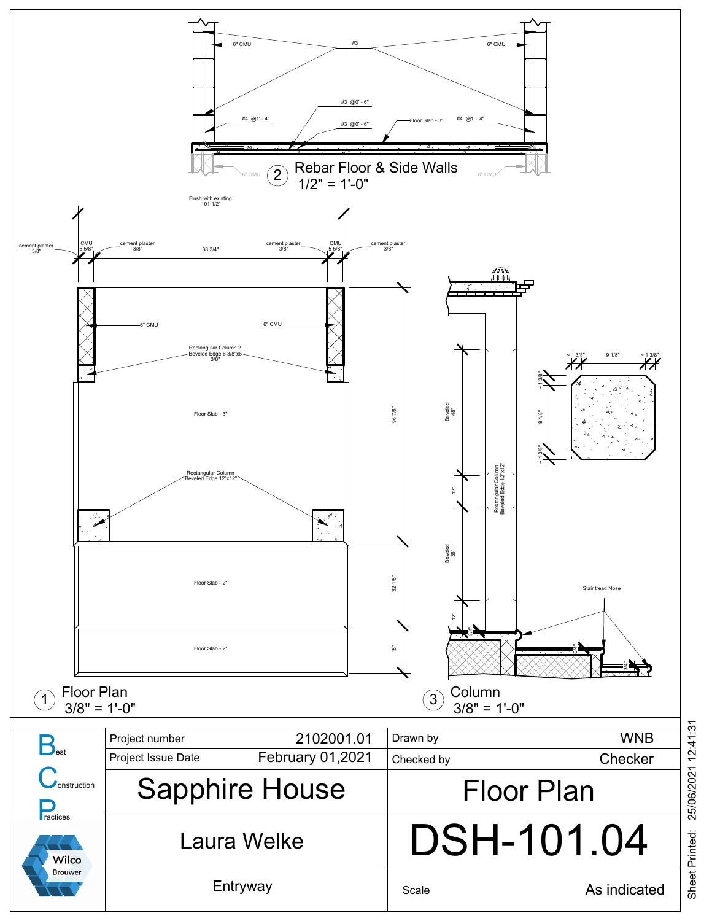## 2 Rebar Floor & Side Walls
1/2" = 1'-0"

6" CMU
#3
6" CMU
#3 @0' - 6"
#4 @1' - 4"
#3 @0' - 6"
Floor Slab - 3"
#4 @1' - 4"
6" CMU
6" CMU

## 1 Floor Plan
3/8" = 1'-0"

Flush with existing
101 1/2"

cement plaster
3/8"
CMU
5 5/8"
cement plaster
3/8"
88 3/4"
cement plaster
3/8"
CMU
5 5/8"
cement plaster
3/8"

6" CMU
6" CMU
Rectangular Column 2
Beveled Edge 6 3/8"x6 3/8"
Floor Slab - 3"
Rectangular Column
Beveled Edge 12"x12"
96 7/8"
Floor Slab - 2"
32 1/8"
Floor Slab - 2"
18"

## 3 Column
3/8" = 1'-0"

Beveled
48"
12"
Beveled
36"
12"
Rectangular Column
Beveled Edge 12"x12"
~ 1 3/8"
9 1/8"
~ 1 3/8"
~ 1 3/8"
9 1/8"
~ 1 3/8"
Stair tread Nose
3/4"
3/4"
3/4"

| | | |
|---|---|---|
| Best Construction Practices | Project number 2102001.01 | Drawn by WNB |
| | Project Issue Date February 01,2021 | Checked by Checker |
| | Sapphire House | Floor Plan |
| Wilco Brouwer | Laura Welke | DSH-101.04 |
| | Entryway | Scale As indicated |

Sheet Printed: 25/06/2021 12:41:31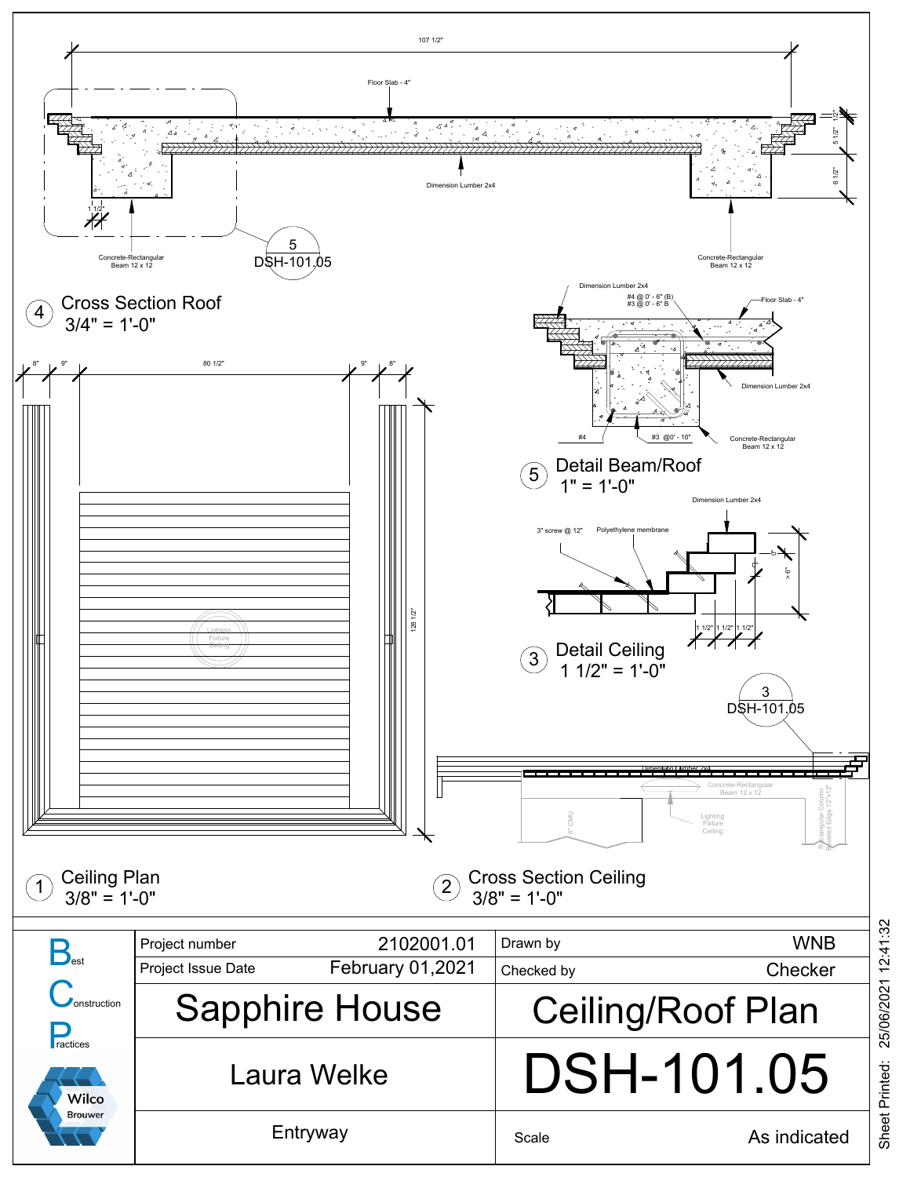107 1/2"

Floor Slab - 4"

Dimension Lumber 2x4

1/2"

5 1/2"

6 1/2"

1 1/2"

Concrete-Rectangular Beam 12 x 12

5
DSH-101.05

Concrete-Rectangular Beam 12 x 12

## 4 Cross Section Roof
3/4" = 1'-0"

Dimension Lumber 2x4

#4 @ 0' - 6" (B)
#3 @ 0' - 6" B

Floor Slab - 4"

Dimension Lumber 2x4

#4

#3 @0' - 10"

Concrete-Rectangular Beam 12 x 12

## 5 Detail Beam/Roof
1" = 1'-0"

8" 9" 80 1/2" 9" 8"

128 1/2"

Lighting Fixture Ceiling

Dimension Lumber 2x4

3" screw @ 12"

Polyethylene membrane

6"

> 6"

1 1/2" 1 1/2" 1 1/2"

## 3 Detail Ceiling
1 1/2" = 1'-0"

3
DSH-101.05

Dimension Lumber 2x4

Concrete-Rectangular Beam 12 x 12

Lighting Fixture Ceiling

6" CMU

Rectangular Column Beveled Edge 12"x12"

## 1 Ceiling Plan
3/8" = 1'-0"

## 2 Cross Section Ceiling
3/8" = 1'-0"

Best Construction Practices

Wilco Brouwer

| | | | |
|---|---|---|---|
| Project number | 2102001.01 | Drawn by | WNB |
| Project Issue Date | February 01,2021 | Checked by | Checker |

# Sapphire House

# Ceiling/Roof Plan

Laura Welke

# DSH-101.05

Entryway

Scale: As indicated

Sheet Printed: 25/06/2021 12:41:32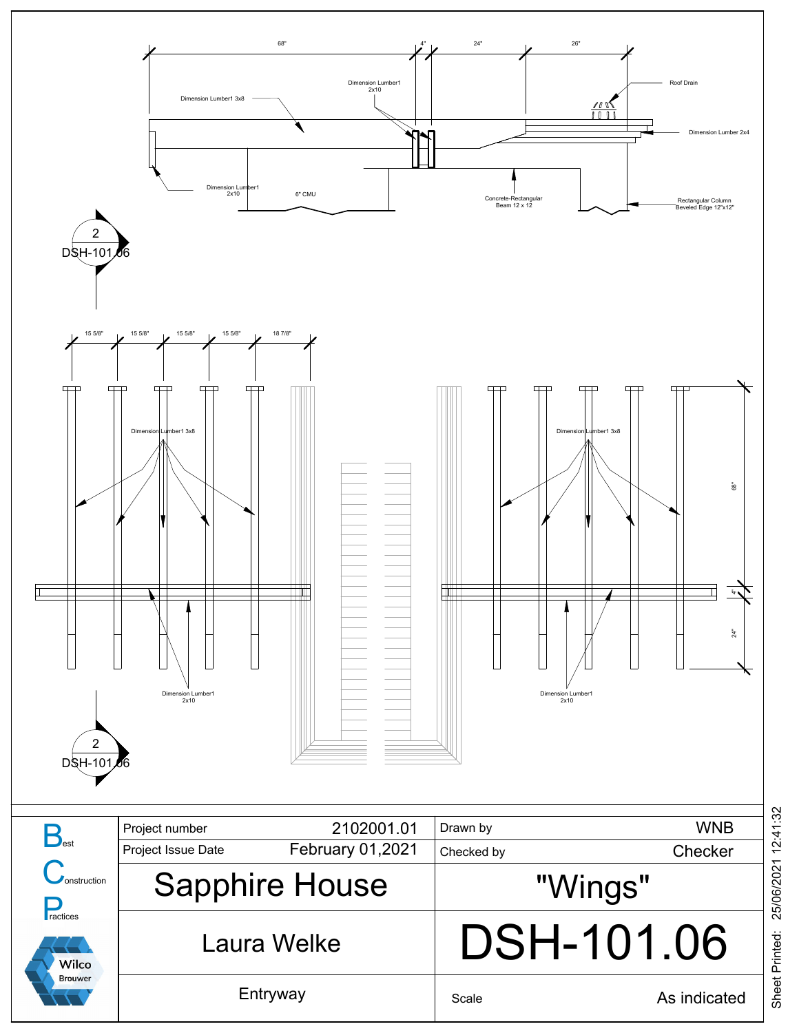68" 4" 24" 26"

Dimension Lumber1 3x8

Dimension Lumber1 2x10

Roof Drain

Dimension Lumber 2x4

Dimension Lumber1 2x10

6" CMU

Concrete-Rectangular Beam 12 x 12

Rectangular Column Beveled Edge 12"x12"

2 DSH-101.06

15 5/8" 15 5/8" 15 5/8" 15 5/8" 18 7/8"

Dimension Lumber1 3x8

Dimension Lumber1 3x8

68"

4"

24"

Dimension Lumber1 2x10

Dimension Lumber1 2x10

2 DSH-101.06

| | | | | |
|---|---|---|---|---|
| Best Construction Practices | Project number | 2102001.01 | Drawn by | WNB |
| | Project Issue Date | February 01,2021 | Checked by | Checker |
| | Sapphire House | | "Wings" | |
| | Laura Welke | | DSH-101.06 | |
| Wilco Brouwer | Entryway | | Scale | As indicated |

Sheet Printed: 25/06/2021 12:41:32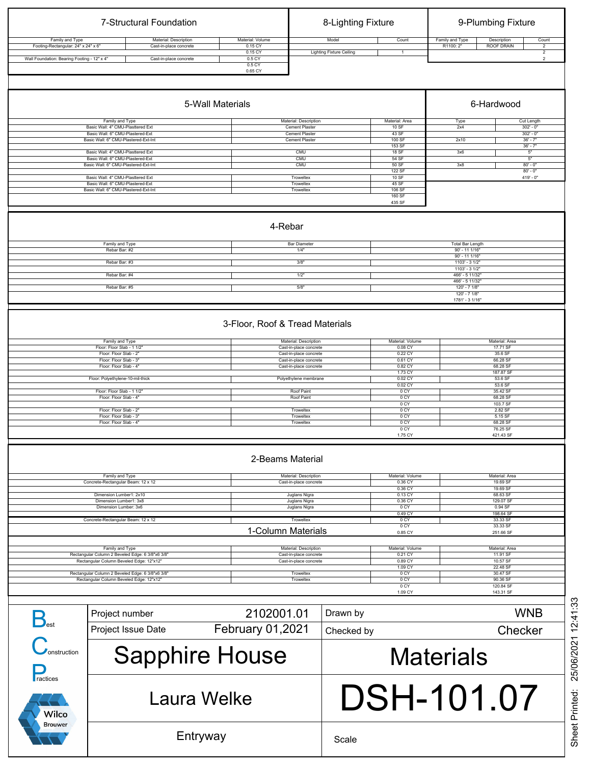## 7-Structural Foundation

| Family and Type | Material: Description | Material: Volume |
|---|---|---|
| Footing-Rectangular: 24" x 24" x 6" | Cast-in-place concrete | 0.15 CY |
| | | 0.15 CY |
| Wall Foundation: Bearing Footing - 12" x 4" | Cast-in-place concrete | 0.5 CY |
| | | 0.5 CY |
| | | 0.65 CY |

## 8-Lighting Fixture

| Model | Count |
|---|---|
| Lighting Fixture Ceiling | 1 |

## 9-Plumbing Fixture

| Family and Type | Description | Count |
|---|---|---|
| R1100: 2" | ROOF DRAIN | 2 |
| | | 2 |
| | | 2 |

## 5-Wall Materials

| Family and Type | Material: Description | Material: Area |
|---|---|---|
| Basic Wall: 4" CMU-Plastered Ext | Cement Plaster | 10 SF |
| Basic Wall: 6" CMU-Plastered-Ext | Cement Plaster | 43 SF |
| Basic Wall: 6" CMU-Plastered-Ext-Int | Cement Plaster | 100 SF |
| | | 153 SF |
| Basic Wall: 4" CMU-Plastered Ext | CMU | 18 SF |
| Basic Wall: 6" CMU-Plastered-Ext | CMU | 54 SF |
| Basic Wall: 6" CMU-Plastered-Ext-Int | CMU | 50 SF |
| | | 122 SF |
| Basic Wall: 4" CMU-Plastered Ext | Troweltex | 10 SF |
| Basic Wall: 6" CMU-Plastered-Ext | Troweltex | 45 SF |
| Basic Wall: 6" CMU-Plastered-Ext-Int | Troweltex | 106 SF |
| | | 160 SF |
| | | 435 SF |

## 6-Hardwood

| Type | Cut Length |
|---|---|
| 2x4 | 302' - 0" |
| | 302' - 0" |
| 2x10 | 36' - 7" |
| | 36' - 7" |
| 3x6 | 5" |
| | 5" |
| 3x8 | 80' - 0" |
| | 80' - 0" |
| | 419' - 0" |

## 4-Rebar

| Family and Type | Bar Diameter | Total Bar Length |
|---|---|---|
| Rebar Bar: #2 | 1/4" | 90' - 11 1/16" |
| | | 90' - 11 1/16" |
| Rebar Bar: #3 | 3/8" | 1103' - 3 1/2" |
| | | 1103' - 3 1/2" |
| Rebar Bar: #4 | 1/2" | 466' - 5 11/32" |
| | | 466' - 5 11/32" |
| Rebar Bar: #5 | 5/8" | 120' - 7 1/8" |
| | | 120' - 7 1/8" |
| | | 1781' - 3 1/16" |

## 3-Floor, Roof & Tread Materials

| Family and Type | Material: Description | Material: Volume | Material: Area |
|---|---|---|---|
| Floor: Floor Slab - 1 1/2" | Cast-in-place concrete | 0.08 CY | 17.71 SF |
| Floor: Floor Slab - 2" | Cast-in-place concrete | 0.22 CY | 35.6 SF |
| Floor: Floor Slab - 3" | Cast-in-place concrete | 0.61 CY | 66.28 SF |
| Floor: Floor Slab - 4" | Cast-in-place concrete | 0.82 CY | 68.28 SF |
| | | 1.73 CY | 187.87 SF |
| Floor: Polyethylene-10-mil-thick | Polyethylene membrane | 0.02 CY | 53.6 SF |
| | | 0.02 CY | 53.6 SF |
| Floor: Floor Slab - 1 1/2" | Roof Paint | 0 CY | 35.42 SF |
| Floor: Floor Slab - 4" | Roof Paint | 0 CY | 68.28 SF |
| | | 0 CY | 103.7 SF |
| Floor: Floor Slab - 2" | Troweltex | 0 CY | 2.82 SF |
| Floor: Floor Slab - 3" | Troweltex | 0 CY | 5.15 SF |
| Floor: Floor Slab - 4" | Troweltex | 0 CY | 68.28 SF |
| | | 0 CY | 76.25 SF |
| | | 1.75 CY | 421.43 SF |

## 2-Beams Material

| Family and Type | Material: Description | Material: Volume | Material: Area |
|---|---|---|---|
| Concrete-Rectangular Beam: 12 x 12 | Cast-in-place concrete | 0.36 CY | 19.69 SF |
| | | 0.36 CY | 19.69 SF |
| Dimension Lumber1: 2x10 | Juglans Nigra | 0.13 CY | 68.63 SF |
| Dimension Lumber1: 3x8 | Juglans Nigra | 0.36 CY | 129.07 SF |
| Dimension Lumber: 3x6 | Juglans Nigra | 0 CY | 0.94 SF |
| | | 0.49 CY | 198.64 SF |
| Concrete-Rectangular Beam: 12 x 12 | Troweltex | 0 CY | 33.33 SF |
| | | 0 CY | 33.33 SF |
| | | 0.85 CY | 251.66 SF |

## 1-Column Materials

| Family and Type | Material: Description | Material: Volume | Material: Area |
|---|---|---|---|
| Rectangular Column 2 Beveled Edge: 6 3/8"x6 3/8" | Cast-in-place concrete | 0.21 CY | 11.91 SF |
| Rectangular Column Beveled Edge: 12"x12" | Cast-in-place concrete | 0.89 CY | 10.57 SF |
| | | 1.09 CY | 22.48 SF |
| Rectangular Column 2 Beveled Edge: 6 3/8"x6 3/8" | Troweltex | 0 CY | 30.47 SF |
| Rectangular Column Beveled Edge: 12"x12" | Troweltex | 0 CY | 90.36 SF |
| | | 0 CY | 120.84 SF |
| | | 1.09 CY | 143.31 SF |

Best Construction Practices

Wilco Brouwer

| | | | |
|---|---|---|---|
| Project number | 2102001.01 | Drawn by | WNB |
| Project Issue Date | February 01,2021 | Checked by | Checker |

# Sapphire House

# Materials

Laura Welke

# DSH-101.07

Entryway

Scale

Sheet Printed: 25/06/2021 12:41:33